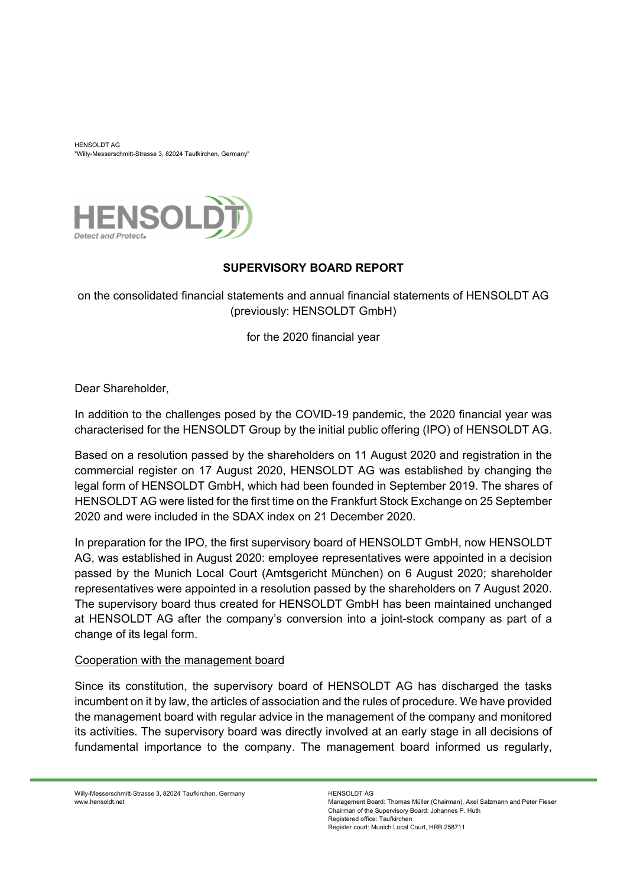HENSOLDT AG
"Willy-Messerschmitt-Strasse 3, 82024 Taufkirchen, Germany"

**SUPERVISORY BOARD REPORT**

on the consolidated financial statements and annual financial statements of HENSOLDT AG (previously: HENSOLDT GmbH)

for the 2020 financial year

Dear Shareholder,

In addition to the challenges posed by the COVID-19 pandemic, the 2020 financial year was characterised for the HENSOLDT Group by the initial public offering (IPO) of HENSOLDT AG.

Based on a resolution passed by the shareholders on 11 August 2020 and registration in the commercial register on 17 August 2020, HENSOLDT AG was established by changing the legal form of HENSOLDT GmbH, which had been founded in September 2019. The shares of HENSOLDT AG were listed for the first time on the Frankfurt Stock Exchange on 25 September 2020 and were included in the SDAX index on 21 December 2020.

In preparation for the IPO, the first supervisory board of HENSOLDT GmbH, now HENSOLDT AG, was established in August 2020: employee representatives were appointed in a decision passed by the Munich Local Court (Amtsgericht München) on 6 August 2020; shareholder representatives were appointed in a resolution passed by the shareholders on 7 August 2020. The supervisory board thus created for HENSOLDT GmbH has been maintained unchanged at HENSOLDT AG after the company's conversion into a joint-stock company as part of a change of its legal form.

Cooperation with the management board

Since its constitution, the supervisory board of HENSOLDT AG has discharged the tasks incumbent on it by law, the articles of association and the rules of procedure. We have provided the management board with regular advice in the management of the company and monitored its activities. The supervisory board was directly involved at an early stage in all decisions of fundamental importance to the company. The management board informed us regularly,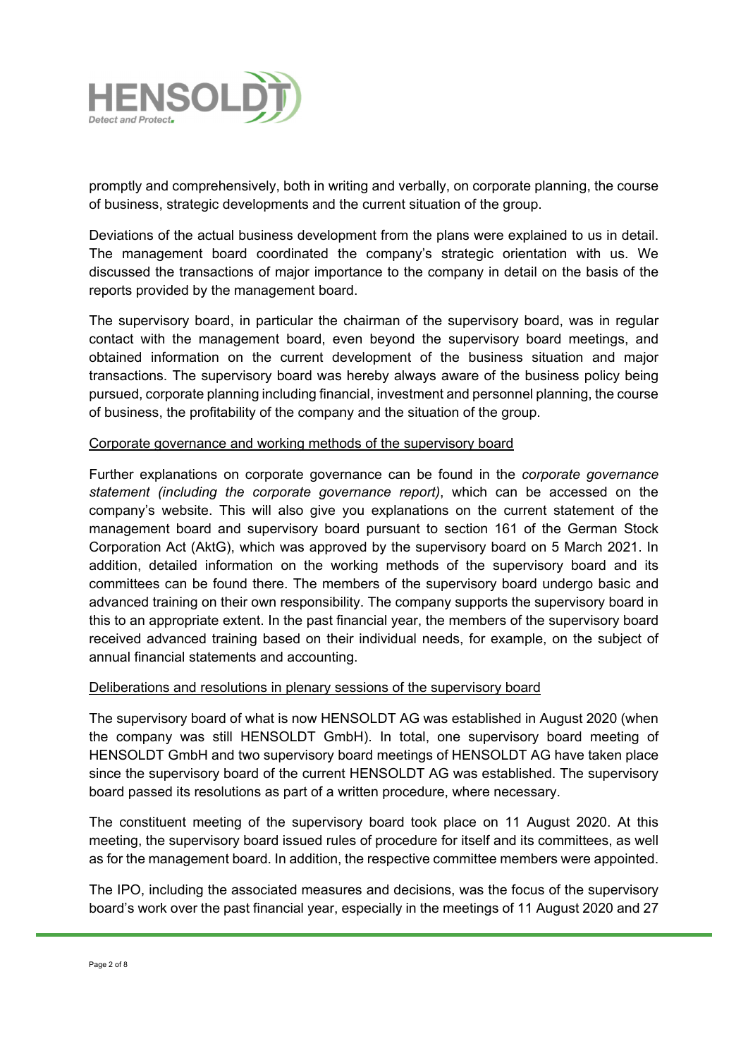promptly and comprehensively, both in writing and verbally, on corporate planning, the course of business, strategic developments and the current situation of the group.

Deviations of the actual business development from the plans were explained to us in detail. The management board coordinated the company's strategic orientation with us. We discussed the transactions of major importance to the company in detail on the basis of the reports provided by the management board.

The supervisory board, in particular the chairman of the supervisory board, was in regular contact with the management board, even beyond the supervisory board meetings, and obtained information on the current development of the business situation and major transactions. The supervisory board was hereby always aware of the business policy being pursued, corporate planning including financial, investment and personnel planning, the course of business, the profitability of the company and the situation of the group.

<u>Corporate governance and working methods of the supervisory board</u>

Further explanations on corporate governance can be found in the *corporate governance statement (including the corporate governance report)*, which can be accessed on the company's website. This will also give you explanations on the current statement of the management board and supervisory board pursuant to section 161 of the German Stock Corporation Act (AktG), which was approved by the supervisory board on 5 March 2021. In addition, detailed information on the working methods of the supervisory board and its committees can be found there. The members of the supervisory board undergo basic and advanced training on their own responsibility. The company supports the supervisory board in this to an appropriate extent. In the past financial year, the members of the supervisory board received advanced training based on their individual needs, for example, on the subject of annual financial statements and accounting.

<u>Deliberations and resolutions in plenary sessions of the supervisory board</u>

The supervisory board of what is now HENSOLDT AG was established in August 2020 (when the company was still HENSOLDT GmbH). In total, one supervisory board meeting of HENSOLDT GmbH and two supervisory board meetings of HENSOLDT AG have taken place since the supervisory board of the current HENSOLDT AG was established. The supervisory board passed its resolutions as part of a written procedure, where necessary.

The constituent meeting of the supervisory board took place on 11 August 2020. At this meeting, the supervisory board issued rules of procedure for itself and its committees, as well as for the management board. In addition, the respective committee members were appointed.

The IPO, including the associated measures and decisions, was the focus of the supervisory board's work over the past financial year, especially in the meetings of 11 August 2020 and 27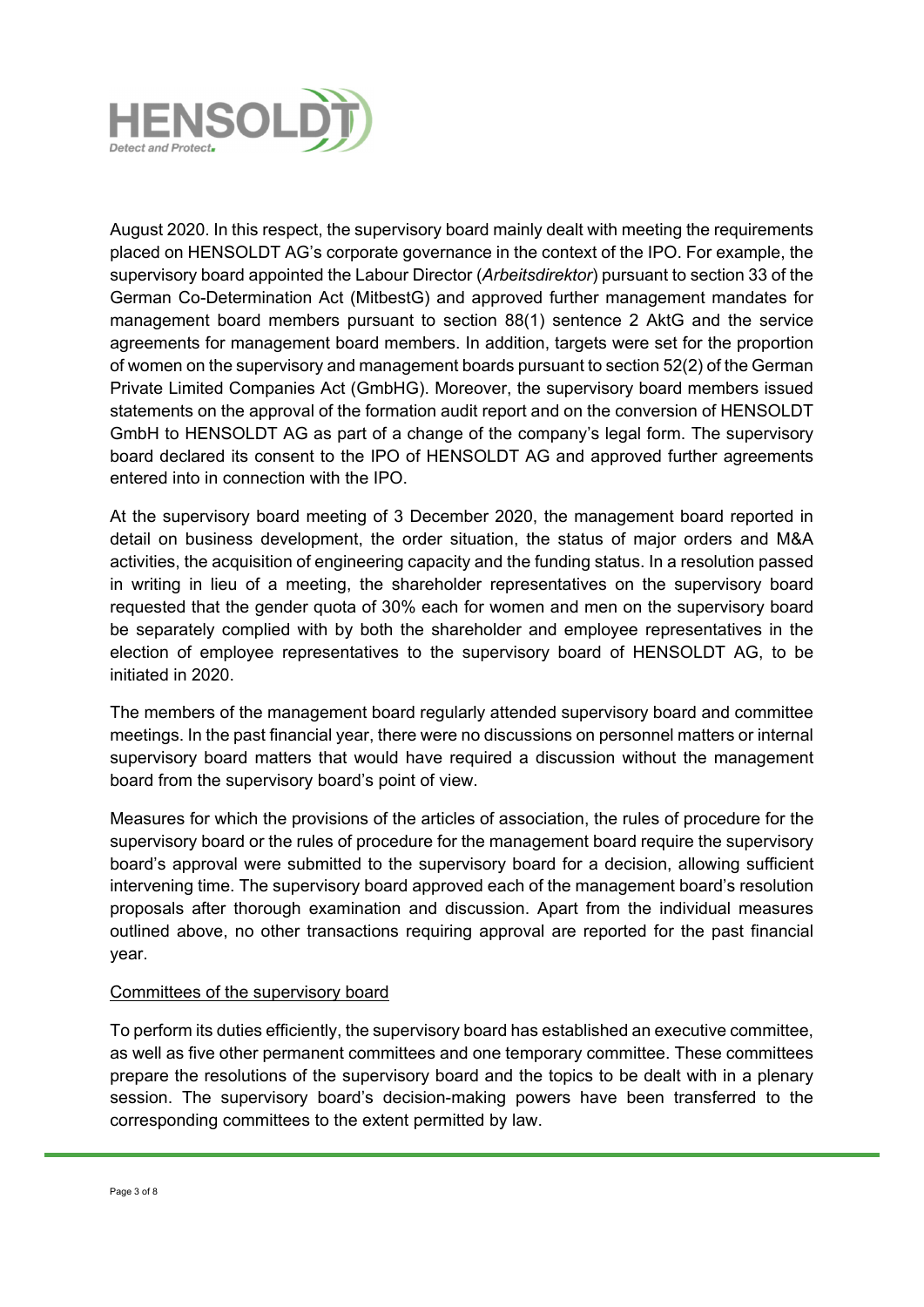August 2020. In this respect, the supervisory board mainly dealt with meeting the requirements placed on HENSOLDT AG's corporate governance in the context of the IPO. For example, the supervisory board appointed the Labour Director (*Arbeitsdirektor*) pursuant to section 33 of the German Co-Determination Act (MitbestG) and approved further management mandates for management board members pursuant to section 88(1) sentence 2 AktG and the service agreements for management board members. In addition, targets were set for the proportion of women on the supervisory and management boards pursuant to section 52(2) of the German Private Limited Companies Act (GmbHG). Moreover, the supervisory board members issued statements on the approval of the formation audit report and on the conversion of HENSOLDT GmbH to HENSOLDT AG as part of a change of the company's legal form. The supervisory board declared its consent to the IPO of HENSOLDT AG and approved further agreements entered into in connection with the IPO.

At the supervisory board meeting of 3 December 2020, the management board reported in detail on business development, the order situation, the status of major orders and M&A activities, the acquisition of engineering capacity and the funding status. In a resolution passed in writing in lieu of a meeting, the shareholder representatives on the supervisory board requested that the gender quota of 30% each for women and men on the supervisory board be separately complied with by both the shareholder and employee representatives in the election of employee representatives to the supervisory board of HENSOLDT AG, to be initiated in 2020.

The members of the management board regularly attended supervisory board and committee meetings. In the past financial year, there were no discussions on personnel matters or internal supervisory board matters that would have required a discussion without the management board from the supervisory board's point of view.

Measures for which the provisions of the articles of association, the rules of procedure for the supervisory board or the rules of procedure for the management board require the supervisory board's approval were submitted to the supervisory board for a decision, allowing sufficient intervening time. The supervisory board approved each of the management board's resolution proposals after thorough examination and discussion. Apart from the individual measures outlined above, no other transactions requiring approval are reported for the past financial year.

## Committees of the supervisory board

To perform its duties efficiently, the supervisory board has established an executive committee, as well as five other permanent committees and one temporary committee. These committees prepare the resolutions of the supervisory board and the topics to be dealt with in a plenary session. The supervisory board's decision-making powers have been transferred to the corresponding committees to the extent permitted by law.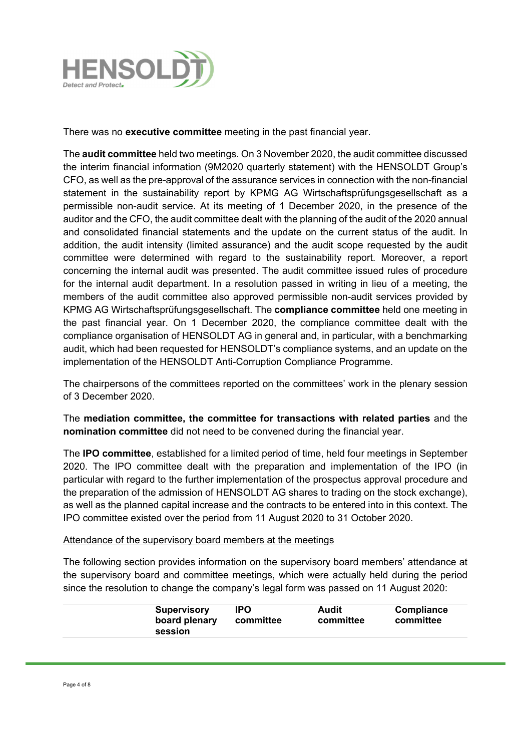There was no **executive committee** meeting in the past financial year.

The **audit committee** held two meetings. On 3 November 2020, the audit committee discussed the interim financial information (9M2020 quarterly statement) with the HENSOLDT Group's CFO, as well as the pre-approval of the assurance services in connection with the non-financial statement in the sustainability report by KPMG AG Wirtschaftsprüfungsgesellschaft as a permissible non-audit service. At its meeting of 1 December 2020, in the presence of the auditor and the CFO, the audit committee dealt with the planning of the audit of the 2020 annual and consolidated financial statements and the update on the current status of the audit. In addition, the audit intensity (limited assurance) and the audit scope requested by the audit committee were determined with regard to the sustainability report. Moreover, a report concerning the internal audit was presented. The audit committee issued rules of procedure for the internal audit department. In a resolution passed in writing in lieu of a meeting, the members of the audit committee also approved permissible non-audit services provided by KPMG AG Wirtschaftsprüfungsgesellschaft. The **compliance committee** held one meeting in the past financial year. On 1 December 2020, the compliance committee dealt with the compliance organisation of HENSOLDT AG in general and, in particular, with a benchmarking audit, which had been requested for HENSOLDT's compliance systems, and an update on the implementation of the HENSOLDT Anti-Corruption Compliance Programme.

The chairpersons of the committees reported on the committees' work in the plenary session of 3 December 2020.

The **mediation committee, the committee for transactions with related parties** and the **nomination committee** did not need to be convened during the financial year.

The **IPO committee**, established for a limited period of time, held four meetings in September 2020. The IPO committee dealt with the preparation and implementation of the IPO (in particular with regard to the further implementation of the prospectus approval procedure and the preparation of the admission of HENSOLDT AG shares to trading on the stock exchange), as well as the planned capital increase and the contracts to be entered into in this context. The IPO committee existed over the period from 11 August 2020 to 31 October 2020.

Attendance of the supervisory board members at the meetings

The following section provides information on the supervisory board members' attendance at the supervisory board and committee meetings, which were actually held during the period since the resolution to change the company's legal form was passed on 11 August 2020:

| | Supervisory board plenary session | IPO committee | Audit committee | Compliance committee |
|---|---|---|---|---|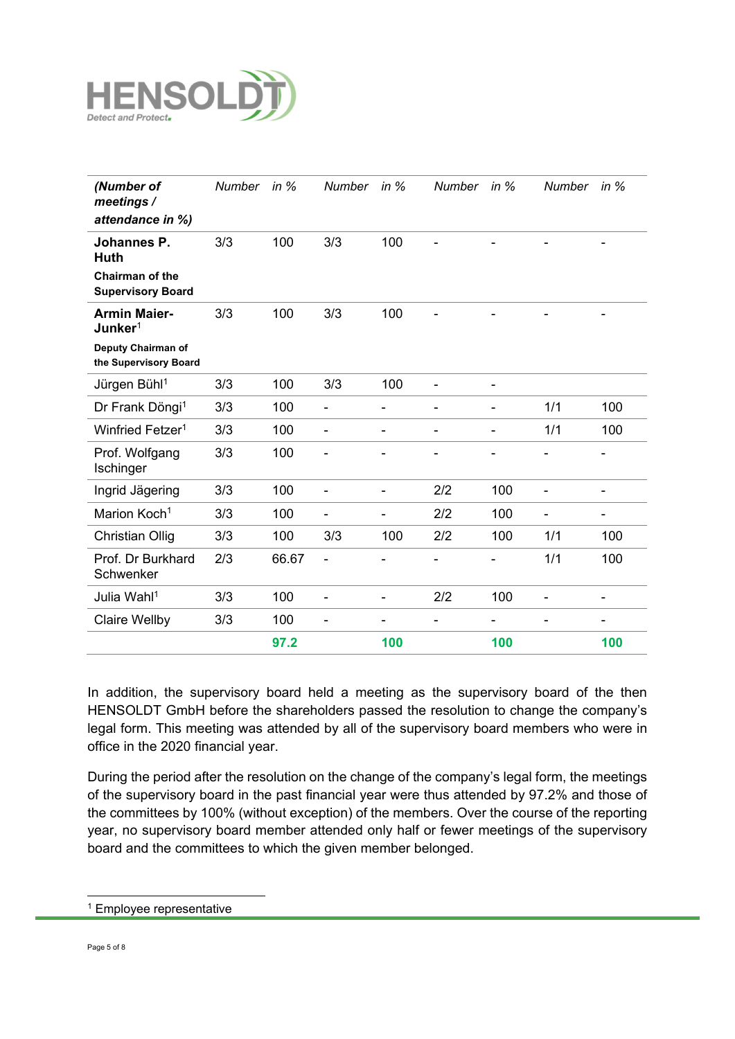| *(Number of meetings / attendance in %)* | *Number* | *in %* | *Number* | *in %* | *Number* | *in %* | *Number* | *in %* |
|---|---|---|---|---|---|---|---|---|
| **Johannes P. Huth** **Chairman of the Supervisory Board** | 3/3 | 100 | 3/3 | 100 | - | - | - | - |
| **Armin Maier-Junker**[1] **Deputy Chairman of the Supervisory Board** | 3/3 | 100 | 3/3 | 100 | - | - | - | - |
| Jürgen Bühl[1] | 3/3 | 100 | 3/3 | 100 | - | - | | |
| Dr Frank Döngi[1] | 3/3 | 100 | - | - | - | - | 1/1 | 100 |
| Winfried Fetzer[1] | 3/3 | 100 | - | - | - | - | 1/1 | 100 |
| Prof. Wolfgang Ischinger | 3/3 | 100 | - | - | - | - | - | - |
| Ingrid Jägering | 3/3 | 100 | - | - | 2/2 | 100 | - | - |
| Marion Koch[1] | 3/3 | 100 | - | - | 2/2 | 100 | - | - |
| Christian Ollig | 3/3 | 100 | 3/3 | 100 | 2/2 | 100 | 1/1 | 100 |
| Prof. Dr Burkhard Schwenker | 2/3 | 66.67 | - | - | - | - | 1/1 | 100 |
| Julia Wahl[1] | 3/3 | 100 | - | - | 2/2 | 100 | - | - |
| Claire Wellby | 3/3 | 100 | - | - | - | - | - | - |
| | | **97.2** | | **100** | | **100** | | **100** |

In addition, the supervisory board held a meeting as the supervisory board of the then HENSOLDT GmbH before the shareholders passed the resolution to change the company's legal form. This meeting was attended by all of the supervisory board members who were in office in the 2020 financial year.

During the period after the resolution on the change of the company's legal form, the meetings of the supervisory board in the past financial year were thus attended by 97.2% and those of the committees by 100% (without exception) of the members. Over the course of the reporting year, no supervisory board member attended only half or fewer meetings of the supervisory board and the committees to which the given member belonged.

[1] Employee representative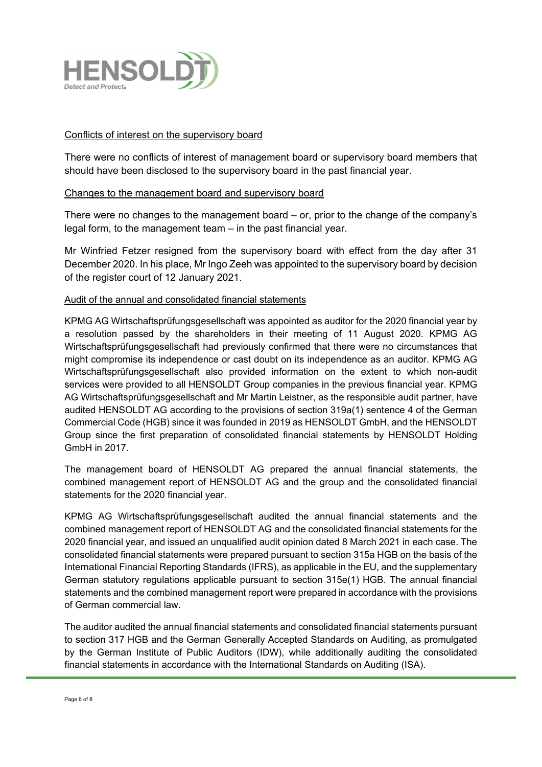Conflicts of interest on the supervisory board

There were no conflicts of interest of management board or supervisory board members that should have been disclosed to the supervisory board in the past financial year.

Changes to the management board and supervisory board

There were no changes to the management board – or, prior to the change of the company's legal form, to the management team – in the past financial year.

Mr Winfried Fetzer resigned from the supervisory board with effect from the day after 31 December 2020. In his place, Mr Ingo Zeeh was appointed to the supervisory board by decision of the register court of 12 January 2021.

Audit of the annual and consolidated financial statements

KPMG AG Wirtschaftsprüfungsgesellschaft was appointed as auditor for the 2020 financial year by a resolution passed by the shareholders in their meeting of 11 August 2020. KPMG AG Wirtschaftsprüfungsgesellschaft had previously confirmed that there were no circumstances that might compromise its independence or cast doubt on its independence as an auditor. KPMG AG Wirtschaftsprüfungsgesellschaft also provided information on the extent to which non-audit services were provided to all HENSOLDT Group companies in the previous financial year. KPMG AG Wirtschaftsprüfungsgesellschaft and Mr Martin Leistner, as the responsible audit partner, have audited HENSOLDT AG according to the provisions of section 319a(1) sentence 4 of the German Commercial Code (HGB) since it was founded in 2019 as HENSOLDT GmbH, and the HENSOLDT Group since the first preparation of consolidated financial statements by HENSOLDT Holding GmbH in 2017.

The management board of HENSOLDT AG prepared the annual financial statements, the combined management report of HENSOLDT AG and the group and the consolidated financial statements for the 2020 financial year.

KPMG AG Wirtschaftsprüfungsgesellschaft audited the annual financial statements and the combined management report of HENSOLDT AG and the consolidated financial statements for the 2020 financial year, and issued an unqualified audit opinion dated 8 March 2021 in each case. The consolidated financial statements were prepared pursuant to section 315a HGB on the basis of the International Financial Reporting Standards (IFRS), as applicable in the EU, and the supplementary German statutory regulations applicable pursuant to section 315e(1) HGB. The annual financial statements and the combined management report were prepared in accordance with the provisions of German commercial law.

The auditor audited the annual financial statements and consolidated financial statements pursuant to section 317 HGB and the German Generally Accepted Standards on Auditing, as promulgated by the German Institute of Public Auditors (IDW), while additionally auditing the consolidated financial statements in accordance with the International Standards on Auditing (ISA).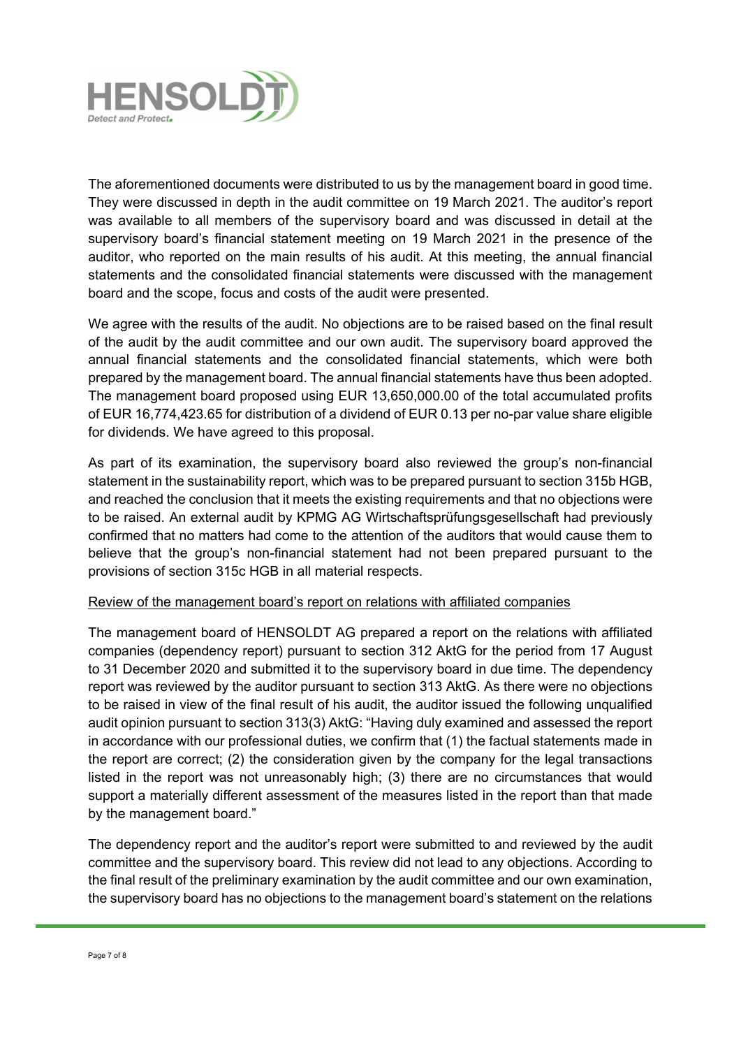The aforementioned documents were distributed to us by the management board in good time. They were discussed in depth in the audit committee on 19 March 2021. The auditor's report was available to all members of the supervisory board and was discussed in detail at the supervisory board's financial statement meeting on 19 March 2021 in the presence of the auditor, who reported on the main results of his audit. At this meeting, the annual financial statements and the consolidated financial statements were discussed with the management board and the scope, focus and costs of the audit were presented.

We agree with the results of the audit. No objections are to be raised based on the final result of the audit by the audit committee and our own audit. The supervisory board approved the annual financial statements and the consolidated financial statements, which were both prepared by the management board. The annual financial statements have thus been adopted. The management board proposed using EUR 13,650,000.00 of the total accumulated profits of EUR 16,774,423.65 for distribution of a dividend of EUR 0.13 per no-par value share eligible for dividends. We have agreed to this proposal.

As part of its examination, the supervisory board also reviewed the group's non-financial statement in the sustainability report, which was to be prepared pursuant to section 315b HGB, and reached the conclusion that it meets the existing requirements and that no objections were to be raised. An external audit by KPMG AG Wirtschaftsprüfungsgesellschaft had previously confirmed that no matters had come to the attention of the auditors that would cause them to believe that the group's non-financial statement had not been prepared pursuant to the provisions of section 315c HGB in all material respects.

Review of the management board's report on relations with affiliated companies

The management board of HENSOLDT AG prepared a report on the relations with affiliated companies (dependency report) pursuant to section 312 AktG for the period from 17 August to 31 December 2020 and submitted it to the supervisory board in due time. The dependency report was reviewed by the auditor pursuant to section 313 AktG. As there were no objections to be raised in view of the final result of his audit, the auditor issued the following unqualified audit opinion pursuant to section 313(3) AktG: "Having duly examined and assessed the report in accordance with our professional duties, we confirm that (1) the factual statements made in the report are correct; (2) the consideration given by the company for the legal transactions listed in the report was not unreasonably high; (3) there are no circumstances that would support a materially different assessment of the measures listed in the report than that made by the management board."

The dependency report and the auditor's report were submitted to and reviewed by the audit committee and the supervisory board. This review did not lead to any objections. According to the final result of the preliminary examination by the audit committee and our own examination, the supervisory board has no objections to the management board's statement on the relations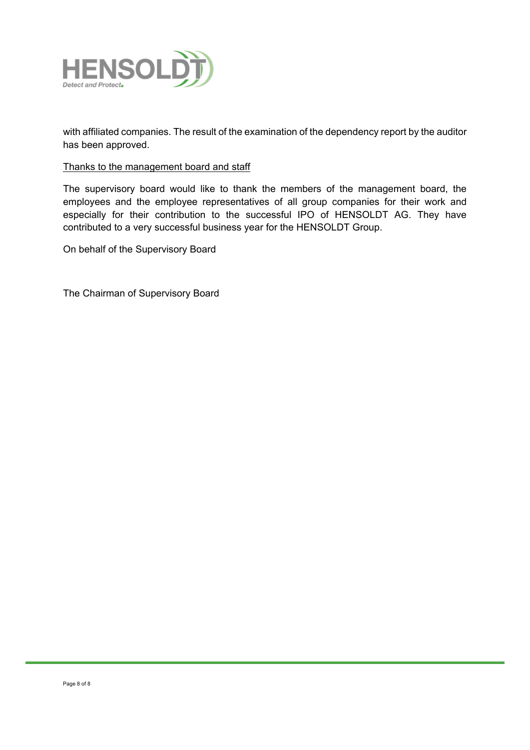with affiliated companies. The result of the examination of the dependency report by the auditor has been approved.

Thanks to the management board and staff

The supervisory board would like to thank the members of the management board, the employees and the employee representatives of all group companies for their work and especially for their contribution to the successful IPO of HENSOLDT AG. They have contributed to a very successful business year for the HENSOLDT Group.

On behalf of the Supervisory Board

The Chairman of Supervisory Board